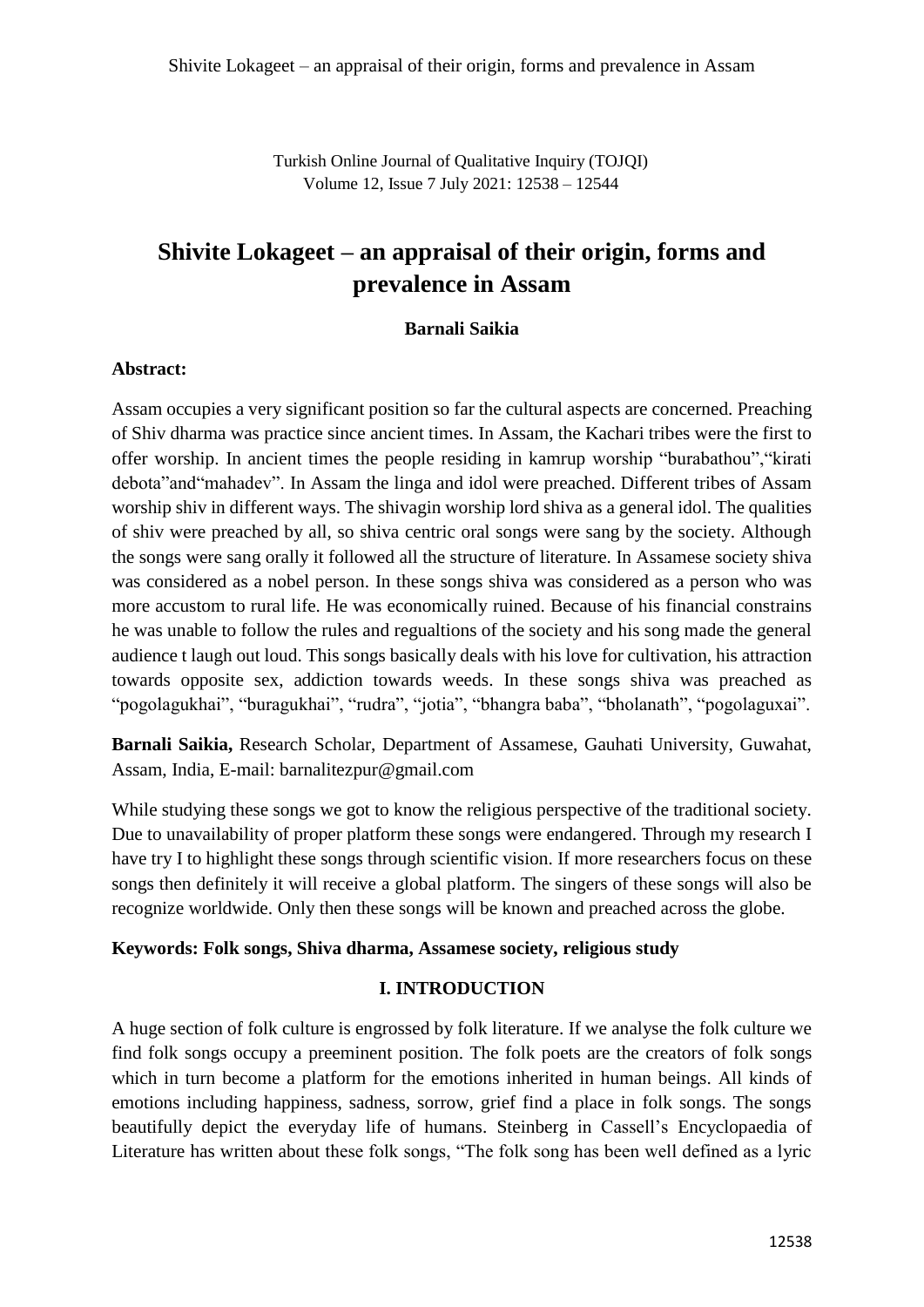Turkish Online Journal of Qualitative Inquiry (TOJQI)
Volume 12, Issue 7 July 2021: 12538 – 12544

# Shivite Lokageet – an appraisal of their origin, forms and prevalence in Assam

**Barnali Saikia**

**Abstract:**

Assam occupies a very significant position so far the cultural aspects are concerned. Preaching of Shiv dharma was practice since ancient times. In Assam, the Kachari tribes were the first to offer worship. In ancient times the people residing in kamrup worship "burabathou","kirati debota"and"mahadev". In Assam the linga and idol were preached. Different tribes of Assam worship shiv in different ways. The shivagin worship lord shiva as a general idol. The qualities of shiv were preached by all, so shiva centric oral songs were sang by the society. Although the songs were sang orally it followed all the structure of literature. In Assamese society shiva was considered as a nobel person. In these songs shiva was considered as a person who was more accustom to rural life. He was economically ruined. Because of his financial constrains he was unable to follow the rules and regualtions of the society and his song made the general audience t laugh out loud. This songs basically deals with his love for cultivation, his attraction towards opposite sex, addiction towards weeds. In these songs shiva was preached as "pogolagukhai", "buragukhai", "rudra", "jotia", "bhangra baba", "bholanath", "pogolaguxai".

**Barnali Saikia,** Research Scholar, Department of Assamese, Gauhati University, Guwahat, Assam, India, E-mail: barnalitezpur@gmail.com

While studying these songs we got to know the religious perspective of the traditional society. Due to unavailability of proper platform these songs were endangered. Through my research I have try I to highlight these songs through scientific vision. If more researchers focus on these songs then definitely it will receive a global platform. The singers of these songs will also be recognize worldwide. Only then these songs will be known and preached across the globe.

**Keywords: Folk songs, Shiva dharma, Assamese society, religious study**

## I. INTRODUCTION

A huge section of folk culture is engrossed by folk literature. If we analyse the folk culture we find folk songs occupy a preeminent position. The folk poets are the creators of folk songs which in turn become a platform for the emotions inherited in human beings. All kinds of emotions including happiness, sadness, sorrow, grief find a place in folk songs. The songs beautifully depict the everyday life of humans. Steinberg in Cassell's Encyclopaedia of Literature has written about these folk songs, "The folk song has been well defined as a lyric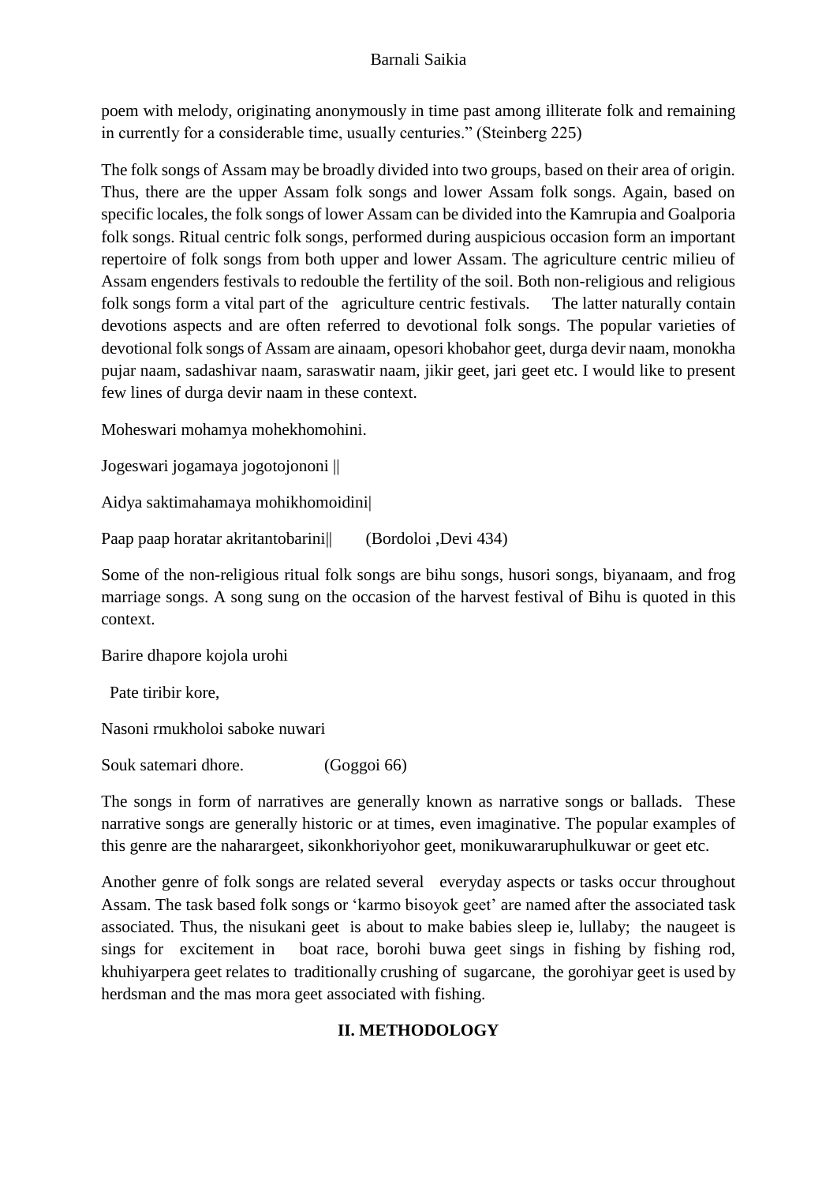poem with melody, originating anonymously in time past among illiterate folk and remaining in currently for a considerable time, usually centuries." (Steinberg 225)

The folk songs of Assam may be broadly divided into two groups, based on their area of origin. Thus, there are the upper Assam folk songs and lower Assam folk songs. Again, based on specific locales, the folk songs of lower Assam can be divided into the Kamrupia and Goalporia folk songs. Ritual centric folk songs, performed during auspicious occasion form an important repertoire of folk songs from both upper and lower Assam. The agriculture centric milieu of Assam engenders festivals to redouble the fertility of the soil. Both non-religious and religious folk songs form a vital part of the agriculture centric festivals. The latter naturally contain devotions aspects and are often referred to devotional folk songs. The popular varieties of devotional folk songs of Assam are ainaam, opesori khobahor geet, durga devir naam, monokha pujar naam, sadashivar naam, saraswatir naam, jikir geet, jari geet etc. I would like to present few lines of durga devir naam in these context.

Moheswari mohamya mohekhomohini.

Jogeswari jogamaya jogotojononi ||

Aidya saktimahahamaya mohikhomoidini|

Paap paap horatar akritantobarini|| (Bordoloi ,Devi 434)

Some of the non-religious ritual folk songs are bihu songs, husori songs, biyanaam, and frog marriage songs. A song sung on the occasion of the harvest festival of Bihu is quoted in this context.

Barire dhapore kojola urohi

Pate tiribir kore,

Nasoni rmukholoi saboke nuwari

Souk satemari dhore. (Goggoi 66)

The songs in form of narratives are generally known as narrative songs or ballads. These narrative songs are generally historic or at times, even imaginative. The popular examples of this genre are the naharargeet, sikonkhoriyohor geet, monikuwararuphulkuwar or geet etc.

Another genre of folk songs are related several everyday aspects or tasks occur throughout Assam. The task based folk songs or 'karmo bisoyok geet' are named after the associated task associated. Thus, the nisukani geet is about to make babies sleep ie, lullaby; the naugeet is sings for excitement in boat race, borohi buwa geet sings in fishing by fishing rod, khuhiyarpera geet relates to traditionally crushing of sugarcane, the gorohiyar geet is used by herdsman and the mas mora geet associated with fishing.

## II. METHODOLOGY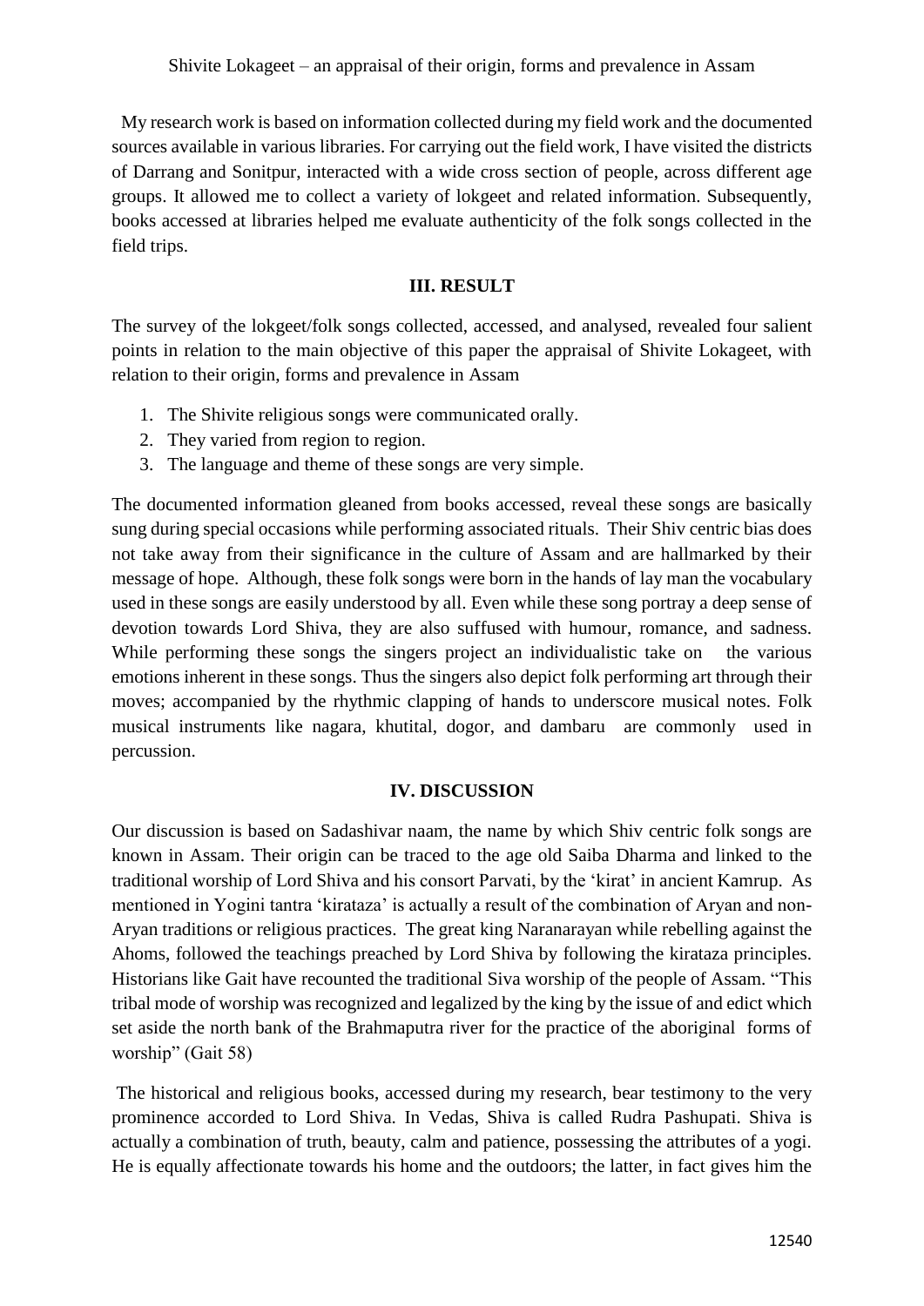My research work is based on information collected during my field work and the documented sources available in various libraries. For carrying out the field work, I have visited the districts of Darrang and Sonitpur, interacted with a wide cross section of people, across different age groups. It allowed me to collect a variety of lokgeet and related information. Subsequently, books accessed at libraries helped me evaluate authenticity of the folk songs collected in the field trips.

## III. RESULT

The survey of the lokgeet/folk songs collected, accessed, and analysed, revealed four salient points in relation to the main objective of this paper the appraisal of Shivite Lokageet, with relation to their origin, forms and prevalence in Assam

1. The Shivite religious songs were communicated orally.
2. They varied from region to region.
3. The language and theme of these songs are very simple.

The documented information gleaned from books accessed, reveal these songs are basically sung during special occasions while performing associated rituals. Their Shiv centric bias does not take away from their significance in the culture of Assam and are hallmarked by their message of hope. Although, these folk songs were born in the hands of lay man the vocabulary used in these songs are easily understood by all. Even while these song portray a deep sense of devotion towards Lord Shiva, they are also suffused with humour, romance, and sadness. While performing these songs the singers project an individualistic take on the various emotions inherent in these songs. Thus the singers also depict folk performing art through their moves; accompanied by the rhythmic clapping of hands to underscore musical notes. Folk musical instruments like nagara, khutital, dogor, and dambaru are commonly used in percussion.

## IV. DISCUSSION

Our discussion is based on Sadashivar naam, the name by which Shiv centric folk songs are known in Assam. Their origin can be traced to the age old Saiba Dharma and linked to the traditional worship of Lord Shiva and his consort Parvati, by the 'kirat' in ancient Kamrup. As mentioned in Yogini tantra 'kirataza' is actually a result of the combination of Aryan and non-Aryan traditions or religious practices. The great king Naranarayan while rebelling against the Ahoms, followed the teachings preached by Lord Shiva by following the kirataza principles. Historians like Gait have recounted the traditional Siva worship of the people of Assam. "This tribal mode of worship was recognized and legalized by the king by the issue of and edict which set aside the north bank of the Brahmaputra river for the practice of the aboriginal forms of worship" (Gait 58)

The historical and religious books, accessed during my research, bear testimony to the very prominence accorded to Lord Shiva. In Vedas, Shiva is called Rudra Pashupati. Shiva is actually a combination of truth, beauty, calm and patience, possessing the attributes of a yogi. He is equally affectionate towards his home and the outdoors; the latter, in fact gives him the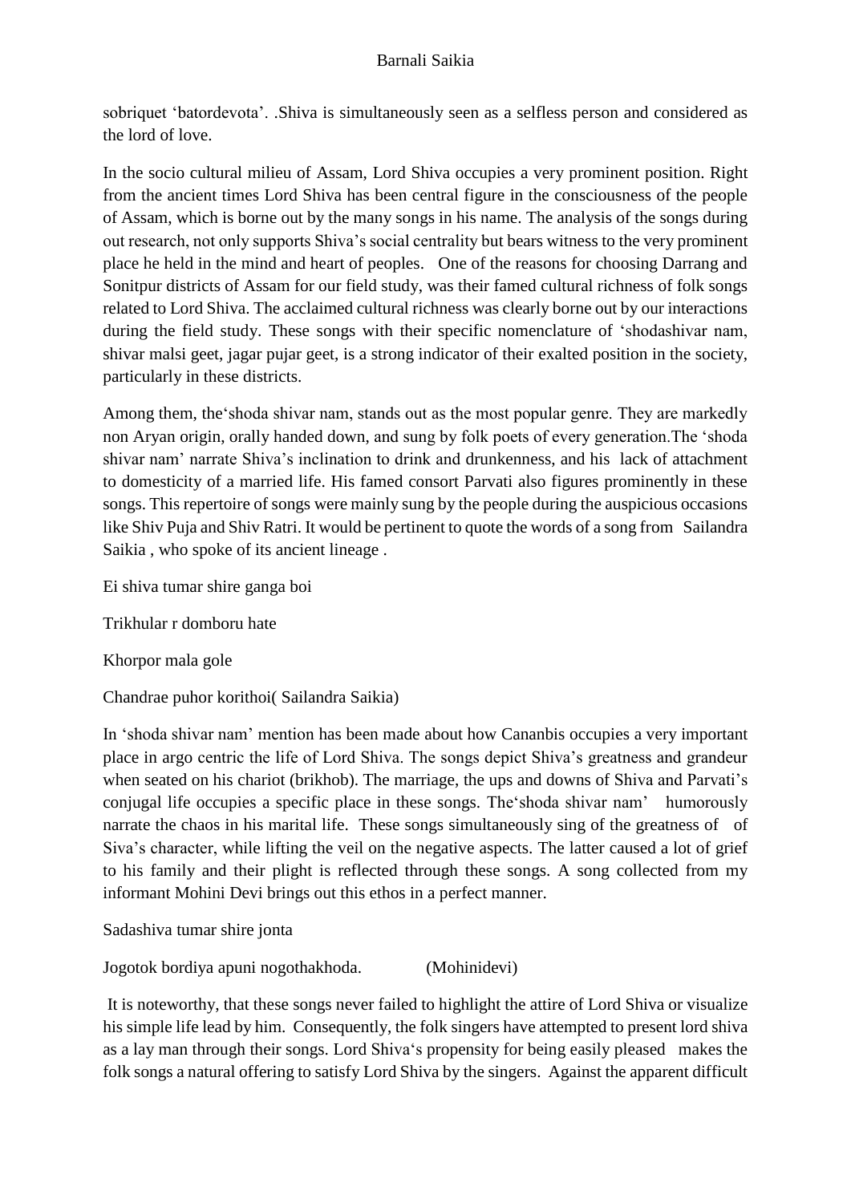sobriquet 'batordevota'. .Shiva is simultaneously seen as a selfless person and considered as the lord of love.

In the socio cultural milieu of Assam, Lord Shiva occupies a very prominent position. Right from the ancient times Lord Shiva has been central figure in the consciousness of the people of Assam, which is borne out by the many songs in his name. The analysis of the songs during out research, not only supports Shiva's social centrality but bears witness to the very prominent place he held in the mind and heart of peoples. One of the reasons for choosing Darrang and Sonitpur districts of Assam for our field study, was their famed cultural richness of folk songs related to Lord Shiva. The acclaimed cultural richness was clearly borne out by our interactions during the field study. These songs with their specific nomenclature of 'shodashivar nam, shivar malsi geet, jagar pujar geet, is a strong indicator of their exalted position in the society, particularly in these districts.

Among them, the'shoda shivar nam, stands out as the most popular genre. They are markedly non Aryan origin, orally handed down, and sung by folk poets of every generation.The 'shoda shivar nam' narrate Shiva's inclination to drink and drunkenness, and his lack of attachment to domesticity of a married life. His famed consort Parvati also figures prominently in these songs. This repertoire of songs were mainly sung by the people during the auspicious occasions like Shiv Puja and Shiv Ratri. It would be pertinent to quote the words of a song from Sailandra Saikia , who spoke of its ancient lineage .

Ei shiva tumar shire ganga boi

Trikhular r domboru hate

Khorpor mala gole

Chandrae puhor korithoi( Sailandra Saikia)

In 'shoda shivar nam' mention has been made about how Cananbis occupies a very important place in argo centric the life of Lord Shiva. The songs depict Shiva's greatness and grandeur when seated on his chariot (brikhob). The marriage, the ups and downs of Shiva and Parvati's conjugal life occupies a specific place in these songs. The'shoda shivar nam' humorously narrate the chaos in his marital life. These songs simultaneously sing of the greatness of of Siva's character, while lifting the veil on the negative aspects. The latter caused a lot of grief to his family and their plight is reflected through these songs. A song collected from my informant Mohini Devi brings out this ethos in a perfect manner.

Sadashiva tumar shire jonta

Jogotok bordiya apuni nogothakhoda. (Mohinidevi)

It is noteworthy, that these songs never failed to highlight the attire of Lord Shiva or visualize his simple life lead by him. Consequently, the folk singers have attempted to present lord shiva as a lay man through their songs. Lord Shiva's propensity for being easily pleased makes the folk songs a natural offering to satisfy Lord Shiva by the singers. Against the apparent difficult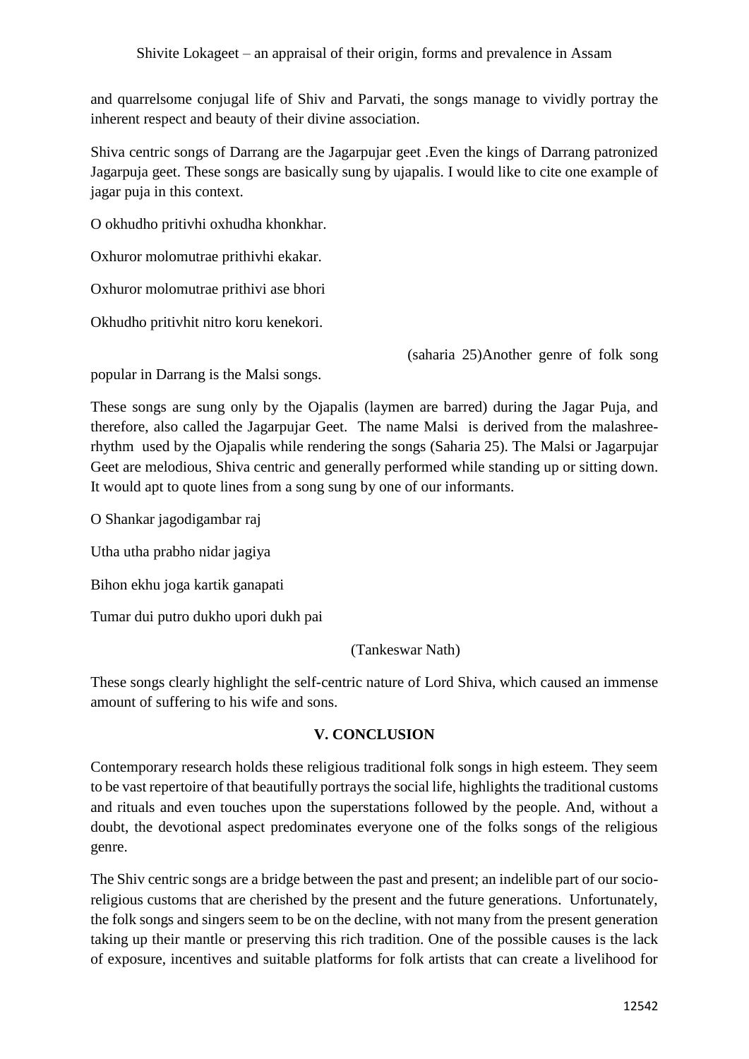and quarrelsome conjugal life of Shiv and Parvati, the songs manage to vividly portray the inherent respect and beauty of their divine association.

Shiva centric songs of Darrang are the Jagarpujar geet .Even the kings of Darrang patronized Jagarpuja geet. These songs are basically sung by ujapalis. I would like to cite one example of jagar puja in this context.

O okhudho pritivhi oxhudha khonkhar.

Oxhuror molomutrae prithivhi ekakar.

Oxhuror molomutrae prithivi ase bhori

Okhudho pritivhit nitro koru kenekori.

(saharia 25)Another genre of folk song popular in Darrang is the Malsi songs.

These songs are sung only by the Ojapalis (laymen are barred) during the Jagar Puja, and therefore, also called the Jagarpujar Geet. The name Malsi is derived from the malashree-rhythm used by the Ojapalis while rendering the songs (Saharia 25). The Malsi or Jagarpujar Geet are melodious, Shiva centric and generally performed while standing up or sitting down. It would apt to quote lines from a song sung by one of our informants.

O Shankar jagodigambar raj

Utha utha prabho nidar jagiya

Bihon ekhu joga kartik ganapati

Tumar dui putro dukho upori dukh pai

(Tankeswar Nath)

These songs clearly highlight the self-centric nature of Lord Shiva, which caused an immense amount of suffering to his wife and sons.

## V. CONCLUSION

Contemporary research holds these religious traditional folk songs in high esteem. They seem to be vast repertoire of that beautifully portrays the social life, highlights the traditional customs and rituals and even touches upon the superstations followed by the people. And, without a doubt, the devotional aspect predominates everyone one of the folks songs of the religious genre.

The Shiv centric songs are a bridge between the past and present; an indelible part of our socio-religious customs that are cherished by the present and the future generations. Unfortunately, the folk songs and singers seem to be on the decline, with not many from the present generation taking up their mantle or preserving this rich tradition. One of the possible causes is the lack of exposure, incentives and suitable platforms for folk artists that can create a livelihood for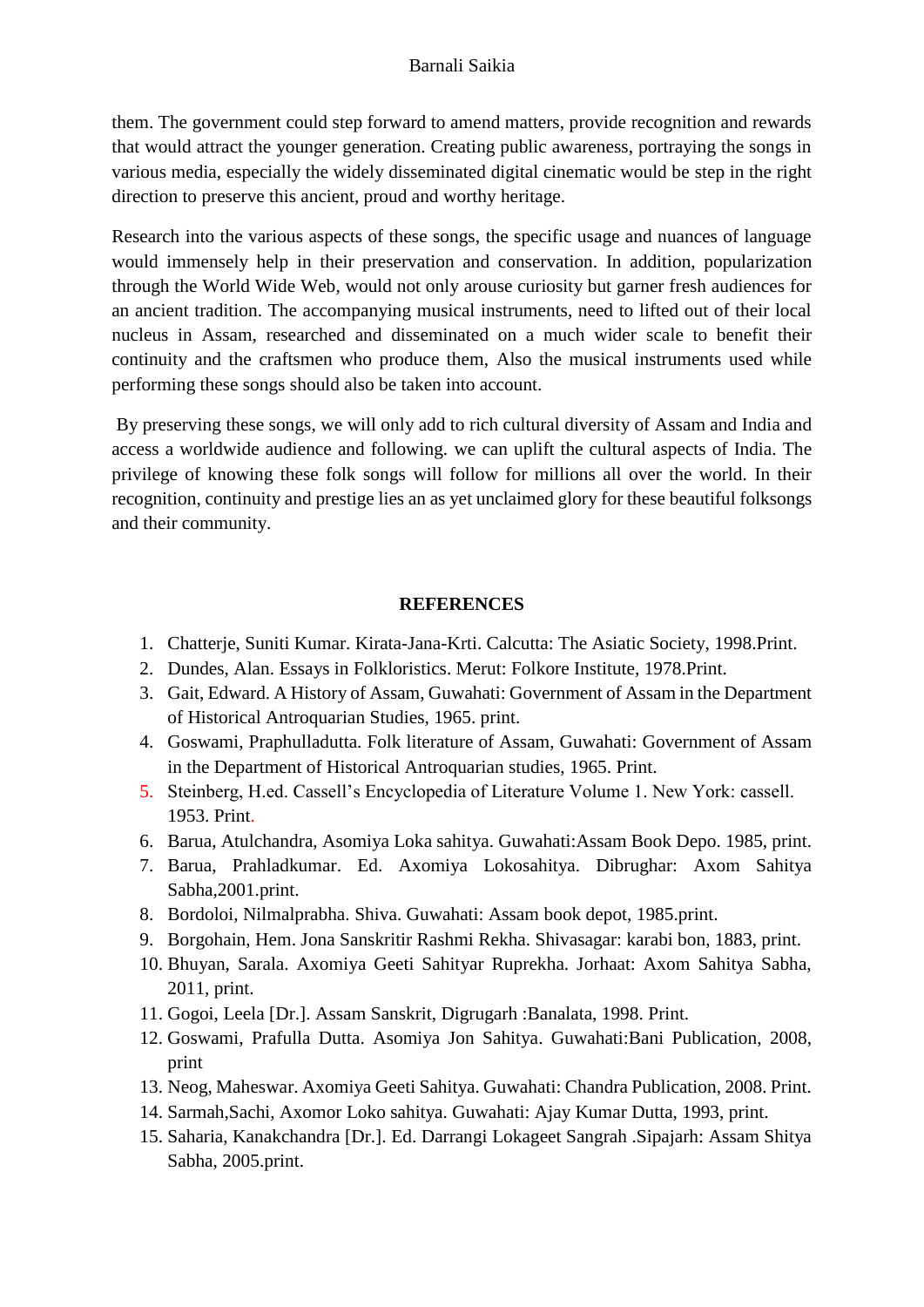them. The government could step forward to amend matters, provide recognition and rewards that would attract the younger generation. Creating public awareness, portraying the songs in various media, especially the widely disseminated digital cinematic would be step in the right direction to preserve this ancient, proud and worthy heritage.

Research into the various aspects of these songs, the specific usage and nuances of language would immensely help in their preservation and conservation. In addition, popularization through the World Wide Web, would not only arouse curiosity but garner fresh audiences for an ancient tradition. The accompanying musical instruments, need to lifted out of their local nucleus in Assam, researched and disseminated on a much wider scale to benefit their continuity and the craftsmen who produce them, Also the musical instruments used while performing these songs should also be taken into account.

By preserving these songs, we will only add to rich cultural diversity of Assam and India and access a worldwide audience and following. we can uplift the cultural aspects of India. The privilege of knowing these folk songs will follow for millions all over the world. In their recognition, continuity and prestige lies an as yet unclaimed glory for these beautiful folksongs and their community.

## REFERENCES

1. Chatterje, Suniti Kumar. Kirata-Jana-Krti. Calcutta: The Asiatic Society, 1998.Print.
2. Dundes, Alan. Essays in Folkloristics. Merut: Folkore Institute, 1978.Print.
3. Gait, Edward. A History of Assam, Guwahati: Government of Assam in the Department of Historical Antroquarian Studies, 1965. print.
4. Goswami, Praphulladutta. Folk literature of Assam, Guwahati: Government of Assam in the Department of Historical Antroquarian studies, 1965. Print.
5. Steinberg, H.ed. Cassell's Encyclopedia of Literature Volume 1. New York: cassell. 1953. Print.
6. Barua, Atulchandra, Asomiya Loka sahitya. Guwahati:Assam Book Depo. 1985, print.
7. Barua, Prahladkumar. Ed. Axomiya Lokosahitya. Dibrughar: Axom Sahitya Sabha,2001.print.
8. Bordoloi, Nilmalprabha. Shiva. Guwahati: Assam book depot, 1985.print.
9. Borgohain, Hem. Jona Sanskritir Rashmi Rekha. Shivasagar: karabi bon, 1883, print.
10. Bhuyan, Sarala. Axomiya Geeti Sahityar Ruprekha. Jorhaat: Axom Sahitya Sabha, 2011, print.
11. Gogoi, Leela [Dr.]. Assam Sanskrit, Digrugarh :Banalata, 1998. Print.
12. Goswami, Prafulla Dutta. Asomiya Jon Sahitya. Guwahati:Bani Publication, 2008, print
13. Neog, Maheswar. Axomiya Geeti Sahitya. Guwahati: Chandra Publication, 2008. Print.
14. Sarmah,Sachi, Axomor Loko sahitya. Guwahati: Ajay Kumar Dutta, 1993, print.
15. Saharia, Kanakchandra [Dr.]. Ed. Darrangi Lokageet Sangrah .Sipajarh: Assam Shitya Sabha, 2005.print.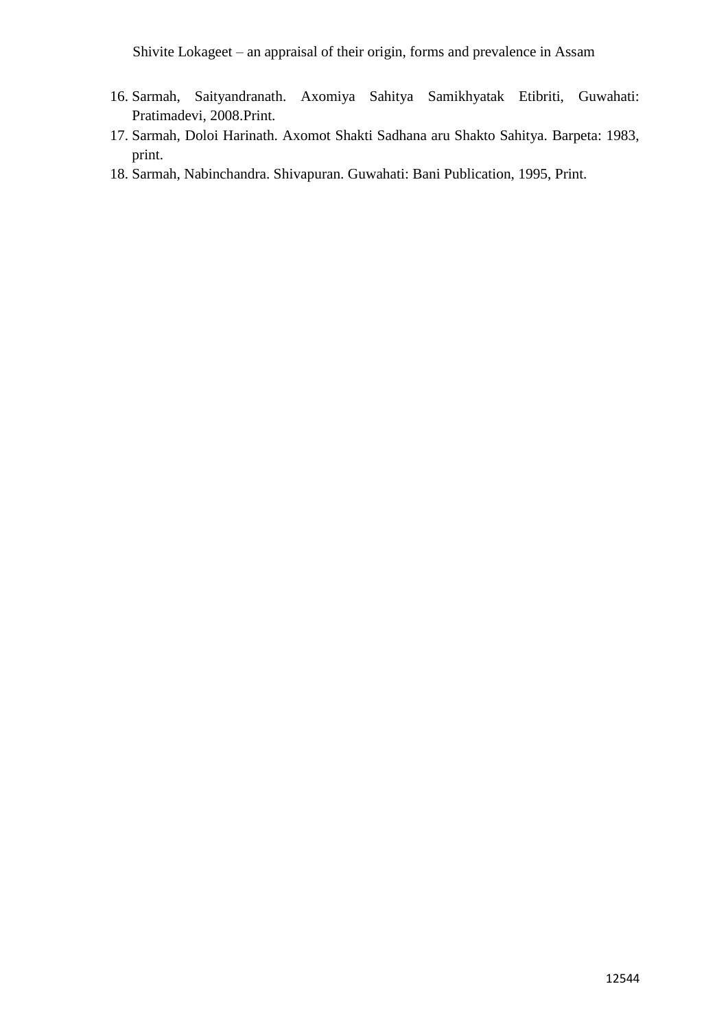16. Sarmah, Saityandranath. Axomiya Sahitya Samikhyatak Etibriti, Guwahati: Pratimadevi, 2008.Print.
17. Sarmah, Doloi Harinath. Axomot Shakti Sadhana aru Shakto Sahitya. Barpeta: 1983, print.
18. Sarmah, Nabinchandra. Shivapuran. Guwahati: Bani Publication, 1995, Print.